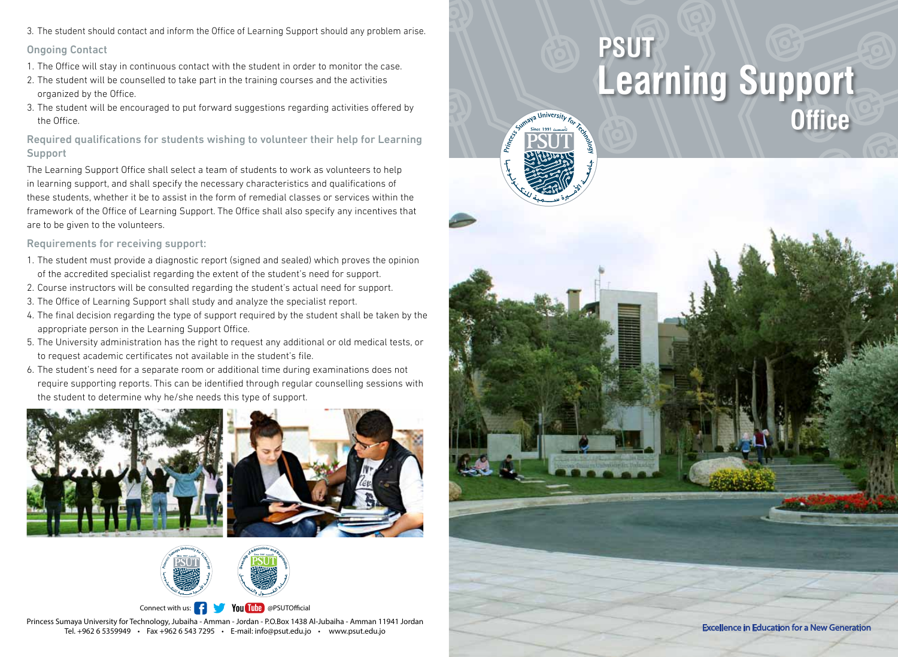3. The student should contact and inform the Office of Learning Support should any problem arise.

### Ongoing Contact

1. The Office will stay in continuous contact with the student in order to monitor the case.
2. The student will be counselled to take part in the training courses and the activities organized by the Office.
3. The student will be encouraged to put forward suggestions regarding activities offered by the Office.

### Required qualifications for students wishing to volunteer their help for Learning Support

The Learning Support Office shall select a team of students to work as volunteers to help in learning support, and shall specify the necessary characteristics and qualifications of these students, whether it be to assist in the form of remedial classes or services within the framework of the Office of Learning Support. The Office shall also specify any incentives that are to be given to the volunteers.

### Requirements for receiving support:

1. The student must provide a diagnostic report (signed and sealed) which proves the opinion of the accredited specialist regarding the extent of the student's need for support.
2. Course instructors will be consulted regarding the student's actual need for support.
3. The Office of Learning Support shall study and analyze the specialist report.
4. The final decision regarding the type of support required by the student shall be taken by the appropriate person in the Learning Support Office.
5. The University administration has the right to request any additional or old medical tests, or to request academic certificates not available in the student's file.
6. The student's need for a separate room or additional time during examinations does not require supporting reports. This can be identified through regular counselling sessions with the student to determine why he/she needs this type of support.

Connect with us: @PSUTOfficial

Princess Sumaya University for Technology, Jubaiha - Amman - Jordan - P.O.Box 1438 Al-Jubaiha - Amman 11941 Jordan
Tel. +962 6 5359949 • Fax +962 6 543 7295 • E-mail: info@psut.edu.jo • www.psut.edu.jo

# PSUT Learning Support Office

Excellence in Education for a New Generation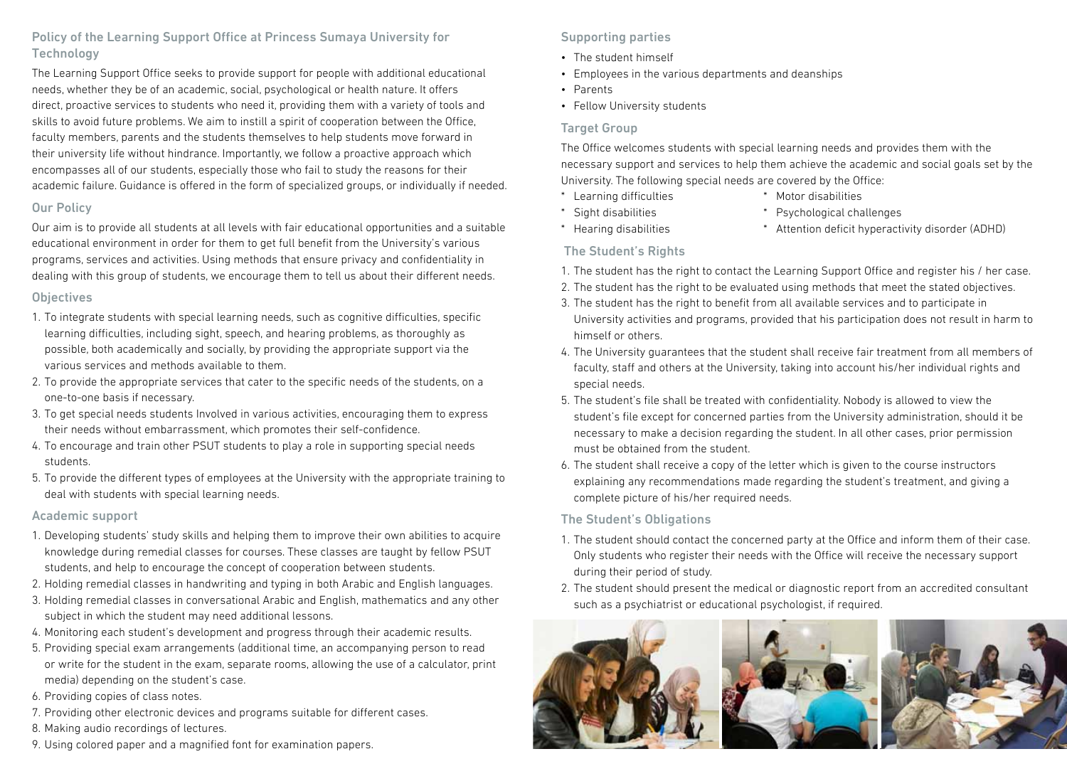## Policy of the Learning Support Office at Princess Sumaya University for Technology

The Learning Support Office seeks to provide support for people with additional educational needs, whether they be of an academic, social, psychological or health nature. It offers direct, proactive services to students who need it, providing them with a variety of tools and skills to avoid future problems. We aim to instill a spirit of cooperation between the Office, faculty members, parents and the students themselves to help students move forward in their university life without hindrance. Importantly, we follow a proactive approach which encompasses all of our students, especially those who fail to study the reasons for their academic failure. Guidance is offered in the form of specialized groups, or individually if needed.

## Our Policy

Our aim is to provide all students at all levels with fair educational opportunities and a suitable educational environment in order for them to get full benefit from the University's various programs, services and activities. Using methods that ensure privacy and confidentiality in dealing with this group of students, we encourage them to tell us about their different needs.

## Objectives

1. To integrate students with special learning needs, such as cognitive difficulties, specific learning difficulties, including sight, speech, and hearing problems, as thoroughly as possible, both academically and socially, by providing the appropriate support via the various services and methods available to them.
2. To provide the appropriate services that cater to the specific needs of the students, on a one-to-one basis if necessary.
3. To get special needs students Involved in various activities, encouraging them to express their needs without embarrassment, which promotes their self-confidence.
4. To encourage and train other PSUT students to play a role in supporting special needs students.
5. To provide the different types of employees at the University with the appropriate training to deal with students with special learning needs.

## Academic support

1. Developing students' study skills and helping them to improve their own abilities to acquire knowledge during remedial classes for courses. These classes are taught by fellow PSUT students, and help to encourage the concept of cooperation between students.
2. Holding remedial classes in handwriting and typing in both Arabic and English languages.
3. Holding remedial classes in conversational Arabic and English, mathematics and any other subject in which the student may need additional lessons.
4. Monitoring each student's development and progress through their academic results.
5. Providing special exam arrangements (additional time, an accompanying person to read or write for the student in the exam, separate rooms, allowing the use of a calculator, print media) depending on the student's case.
6. Providing copies of class notes.
7. Providing other electronic devices and programs suitable for different cases.
8. Making audio recordings of lectures.
9. Using colored paper and a magnified font for examination papers.

## Supporting parties

- The student himself
- Employees in the various departments and deanships
- Parents
- Fellow University students

## Target Group

The Office welcomes students with special learning needs and provides them with the necessary support and services to help them achieve the academic and social goals set by the University. The following special needs are covered by the Office:

- Learning difficulties
- Sight disabilities
- Hearing disabilities
- Motor disabilities
- Psychological challenges
- Attention deficit hyperactivity disorder (ADHD)

## The Student's Rights

1. The student has the right to contact the Learning Support Office and register his / her case.
2. The student has the right to be evaluated using methods that meet the stated objectives.
3. The student has the right to benefit from all available services and to participate in University activities and programs, provided that his participation does not result in harm to himself or others.
4. The University guarantees that the student shall receive fair treatment from all members of faculty, staff and others at the University, taking into account his/her individual rights and special needs.
5. The student's file shall be treated with confidentiality. Nobody is allowed to view the student's file except for concerned parties from the University administration, should it be necessary to make a decision regarding the student. In all other cases, prior permission must be obtained from the student.
6. The student shall receive a copy of the letter which is given to the course instructors explaining any recommendations made regarding the student's treatment, and giving a complete picture of his/her required needs.

## The Student's Obligations

1. The student should contact the concerned party at the Office and inform them of their case. Only students who register their needs with the Office will receive the necessary support during their period of study.
2. The student should present the medical or diagnostic report from an accredited consultant such as a psychiatrist or educational psychologist, if required.